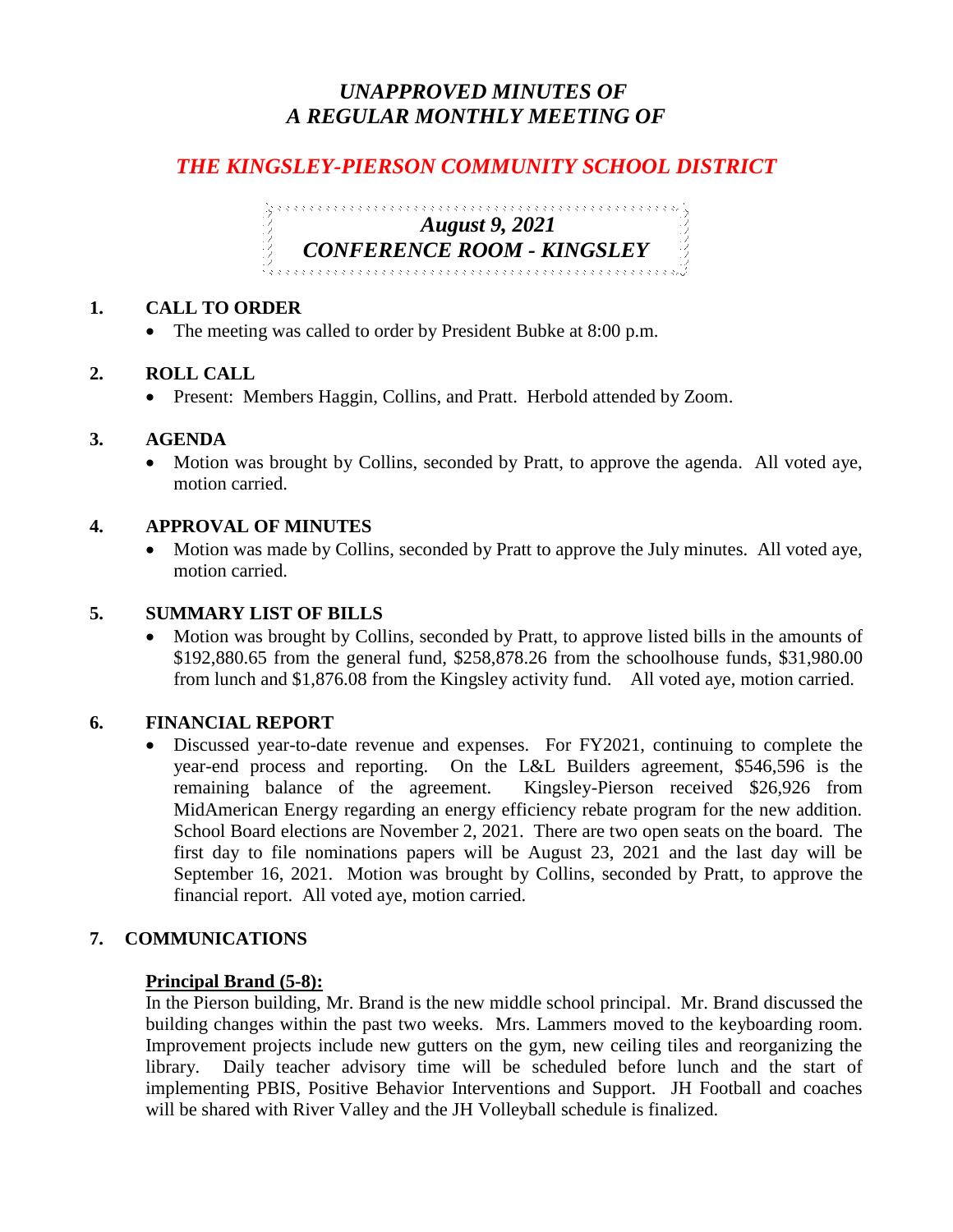# *UNAPPROVED MINUTES OF A REGULAR MONTHLY MEETING OF*

## *THE KINGSLEY-PIERSON COMMUNITY SCHOOL DISTRICT*

***August 9, 2021***
***CONFERENCE ROOM - KINGSLEY***

### 1. CALL TO ORDER

- The meeting was called to order by President Bubke at 8:00 p.m.

### 2. ROLL CALL

- Present: Members Haggin, Collins, and Pratt. Herbold attended by Zoom.

### 3. AGENDA

- Motion was brought by Collins, seconded by Pratt, to approve the agenda. All voted aye, motion carried.

### 4. APPROVAL OF MINUTES

- Motion was made by Collins, seconded by Pratt to approve the July minutes. All voted aye, motion carried.

### 5. SUMMARY LIST OF BILLS

- Motion was brought by Collins, seconded by Pratt, to approve listed bills in the amounts of $192,880.65 from the general fund, $258,878.26 from the schoolhouse funds, $31,980.00 from lunch and $1,876.08 from the Kingsley activity fund. All voted aye, motion carried.

### 6. FINANCIAL REPORT

- Discussed year-to-date revenue and expenses. For FY2021, continuing to complete the year-end process and reporting. On the L&L Builders agreement, $546,596 is the remaining balance of the agreement. Kingsley-Pierson received $26,926 from MidAmerican Energy regarding an energy efficiency rebate program for the new addition. School Board elections are November 2, 2021. There are two open seats on the board. The first day to file nominations papers will be August 23, 2021 and the last day will be September 16, 2021. Motion was brought by Collins, seconded by Pratt, to approve the financial report. All voted aye, motion carried.

### 7. COMMUNICATIONS

**Principal Brand (5-8):**

In the Pierson building, Mr. Brand is the new middle school principal. Mr. Brand discussed the building changes within the past two weeks. Mrs. Lammers moved to the keyboarding room. Improvement projects include new gutters on the gym, new ceiling tiles and reorganizing the library. Daily teacher advisory time will be scheduled before lunch and the start of implementing PBIS, Positive Behavior Interventions and Support. JH Football and coaches will be shared with River Valley and the JH Volleyball schedule is finalized.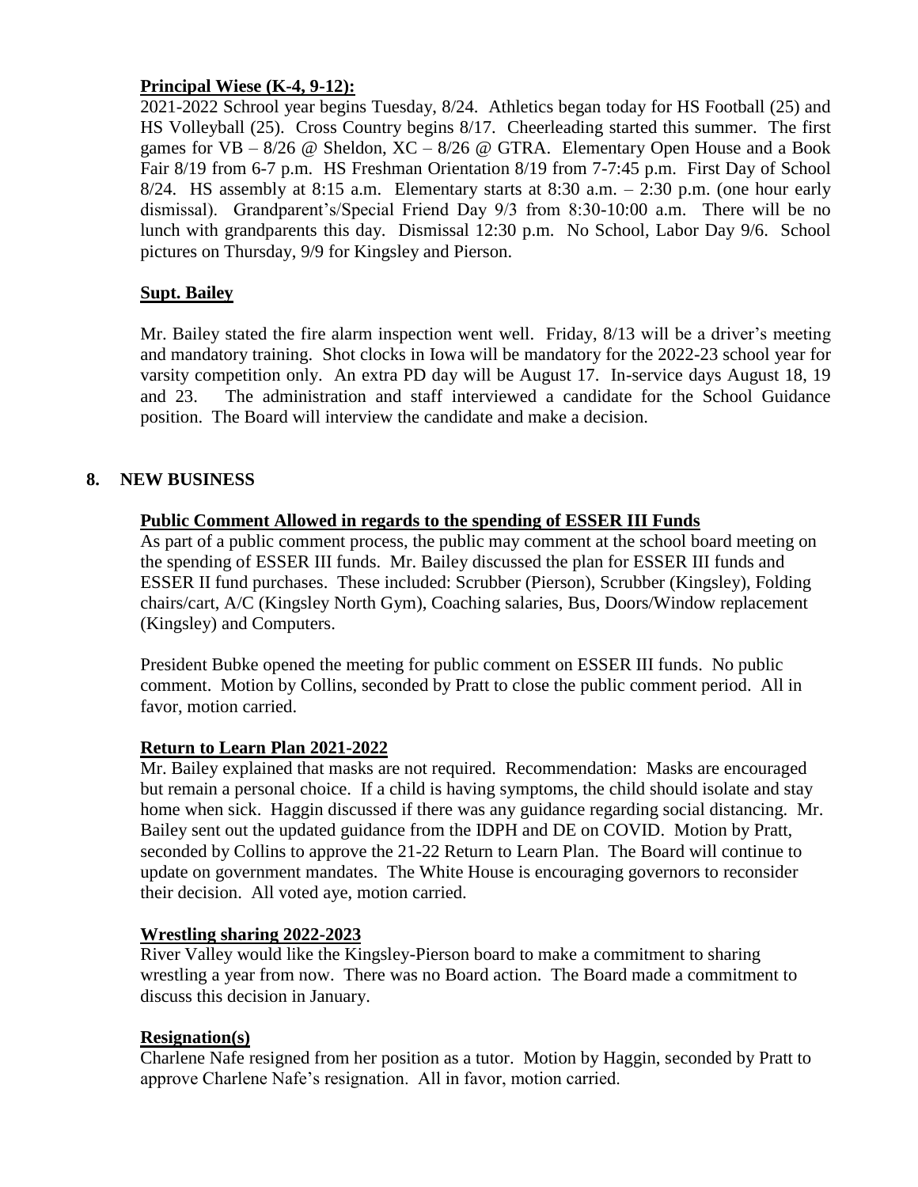**Principal Wiese (K-4, 9-12):**

2021-2022 Schrool year begins Tuesday, 8/24. Athletics began today for HS Football (25) and HS Volleyball (25). Cross Country begins 8/17. Cheerleading started this summer. The first games for VB – 8/26 @ Sheldon, XC – 8/26 @ GTRA. Elementary Open House and a Book Fair 8/19 from 6-7 p.m. HS Freshman Orientation 8/19 from 7-7:45 p.m. First Day of School 8/24. HS assembly at 8:15 a.m. Elementary starts at 8:30 a.m. – 2:30 p.m. (one hour early dismissal). Grandparent's/Special Friend Day 9/3 from 8:30-10:00 a.m. There will be no lunch with grandparents this day. Dismissal 12:30 p.m. No School, Labor Day 9/6. School pictures on Thursday, 9/9 for Kingsley and Pierson.

**Supt. Bailey**

Mr. Bailey stated the fire alarm inspection went well. Friday, 8/13 will be a driver's meeting and mandatory training. Shot clocks in Iowa will be mandatory for the 2022-23 school year for varsity competition only. An extra PD day will be August 17. In-service days August 18, 19 and 23. The administration and staff interviewed a candidate for the School Guidance position. The Board will interview the candidate and make a decision.

## 8. NEW BUSINESS

**Public Comment Allowed in regards to the spending of ESSER III Funds**

As part of a public comment process, the public may comment at the school board meeting on the spending of ESSER III funds. Mr. Bailey discussed the plan for ESSER III funds and ESSER II fund purchases. These included: Scrubber (Pierson), Scrubber (Kingsley), Folding chairs/cart, A/C (Kingsley North Gym), Coaching salaries, Bus, Doors/Window replacement (Kingsley) and Computers.

President Bubke opened the meeting for public comment on ESSER III funds. No public comment. Motion by Collins, seconded by Pratt to close the public comment period. All in favor, motion carried.

**Return to Learn Plan 2021-2022**

Mr. Bailey explained that masks are not required. Recommendation: Masks are encouraged but remain a personal choice. If a child is having symptoms, the child should isolate and stay home when sick. Haggin discussed if there was any guidance regarding social distancing. Mr. Bailey sent out the updated guidance from the IDPH and DE on COVID. Motion by Pratt, seconded by Collins to approve the 21-22 Return to Learn Plan. The Board will continue to update on government mandates. The White House is encouraging governors to reconsider their decision. All voted aye, motion carried.

**Wrestling sharing 2022-2023**

River Valley would like the Kingsley-Pierson board to make a commitment to sharing wrestling a year from now. There was no Board action. The Board made a commitment to discuss this decision in January.

**Resignation(s)**

Charlene Nafe resigned from her position as a tutor. Motion by Haggin, seconded by Pratt to approve Charlene Nafe's resignation. All in favor, motion carried.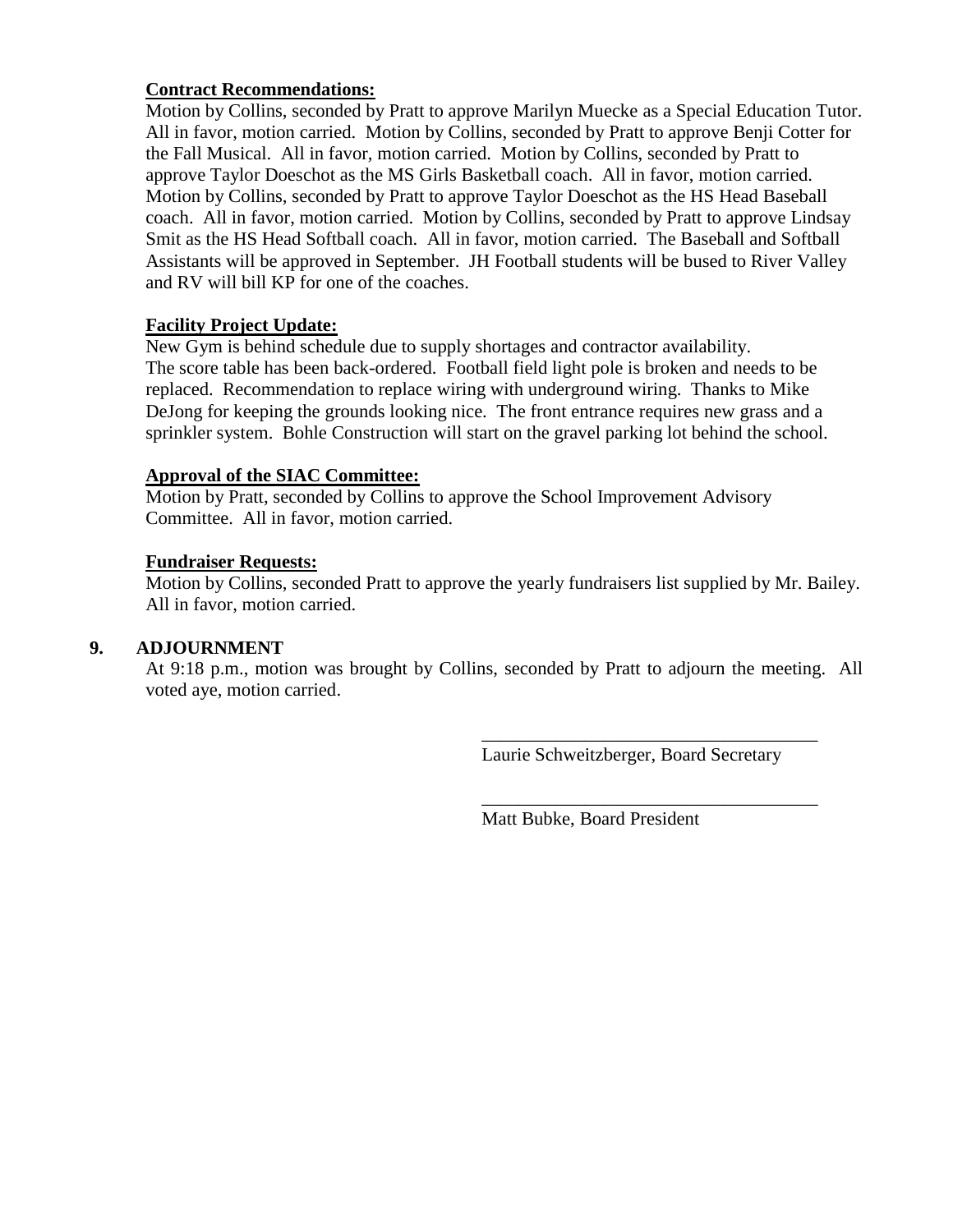**Contract Recommendations:**

Motion by Collins, seconded by Pratt to approve Marilyn Muecke as a Special Education Tutor. All in favor, motion carried. Motion by Collins, seconded by Pratt to approve Benji Cotter for the Fall Musical. All in favor, motion carried. Motion by Collins, seconded by Pratt to approve Taylor Doeschot as the MS Girls Basketball coach. All in favor, motion carried. Motion by Collins, seconded by Pratt to approve Taylor Doeschot as the HS Head Baseball coach. All in favor, motion carried. Motion by Collins, seconded by Pratt to approve Lindsay Smit as the HS Head Softball coach. All in favor, motion carried. The Baseball and Softball Assistants will be approved in September. JH Football students will be bused to River Valley and RV will bill KP for one of the coaches.

**Facility Project Update:**

New Gym is behind schedule due to supply shortages and contractor availability. The score table has been back-ordered. Football field light pole is broken and needs to be replaced. Recommendation to replace wiring with underground wiring. Thanks to Mike DeJong for keeping the grounds looking nice. The front entrance requires new grass and a sprinkler system. Bohle Construction will start on the gravel parking lot behind the school.

**Approval of the SIAC Committee:**

Motion by Pratt, seconded by Collins to approve the School Improvement Advisory Committee. All in favor, motion carried.

**Fundraiser Requests:**

Motion by Collins, seconded Pratt to approve the yearly fundraisers list supplied by Mr. Bailey. All in favor, motion carried.

## 9. ADJOURNMENT

At 9:18 p.m., motion was brought by Collins, seconded by Pratt to adjourn the meeting. All voted aye, motion carried.

_____________________________________
Laurie Schweitzberger, Board Secretary

_____________________________________
Matt Bubke, Board President